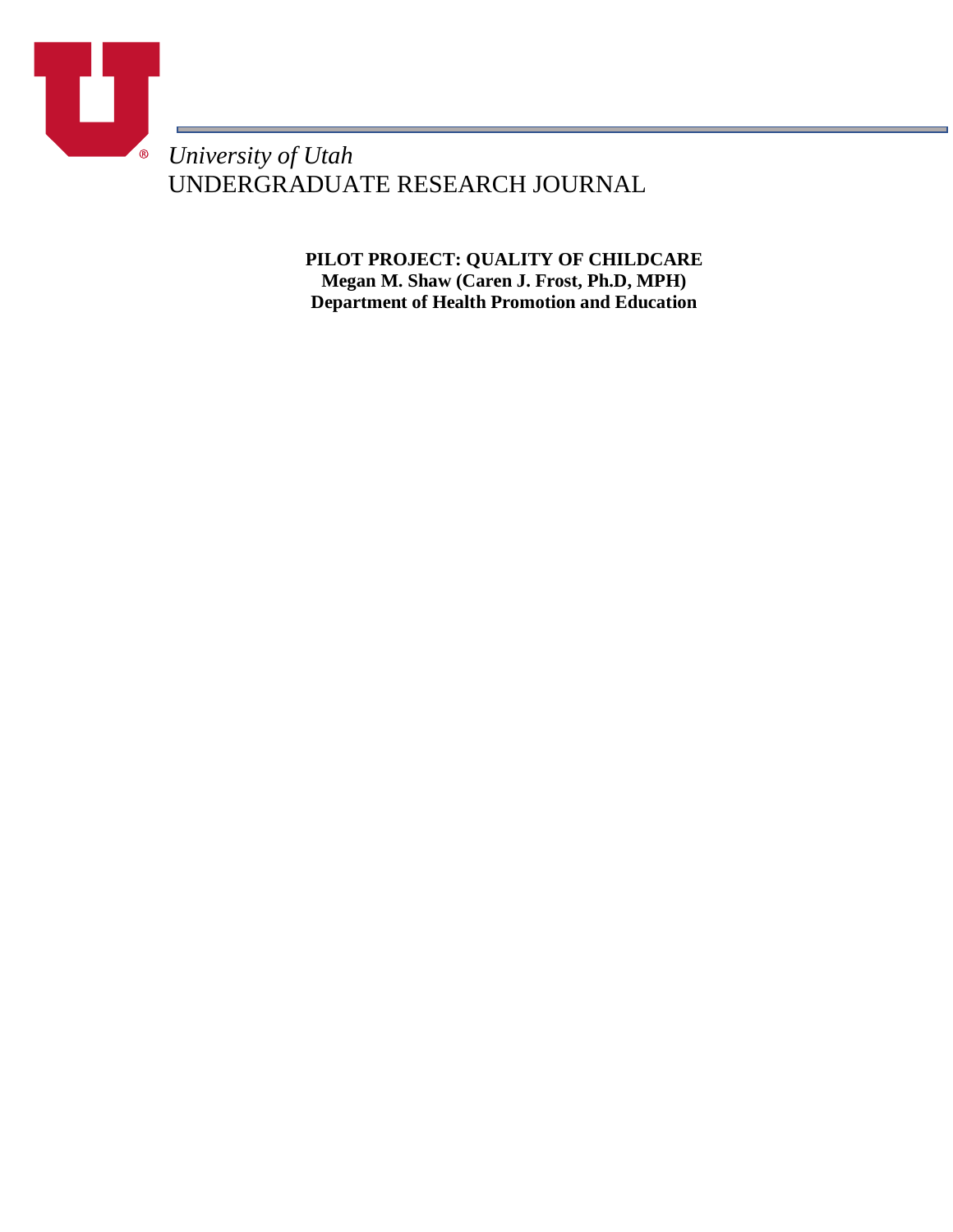*University of Utah*
UNDERGRADUATE RESEARCH JOURNAL

**PILOT PROJECT: QUALITY OF CHILDCARE**
**Megan M. Shaw (Caren J. Frost, Ph.D, MPH)**
**Department of Health Promotion and Education**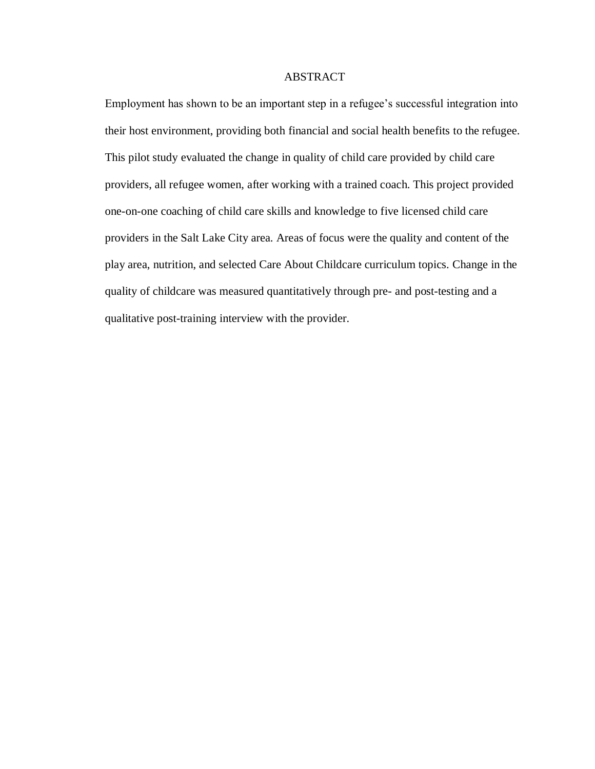# ABSTRACT

Employment has shown to be an important step in a refugee's successful integration into their host environment, providing both financial and social health benefits to the refugee. This pilot study evaluated the change in quality of child care provided by child care providers, all refugee women, after working with a trained coach. This project provided one-on-one coaching of child care skills and knowledge to five licensed child care providers in the Salt Lake City area. Areas of focus were the quality and content of the play area, nutrition, and selected Care About Childcare curriculum topics. Change in the quality of childcare was measured quantitatively through pre- and post-testing and a qualitative post-training interview with the provider.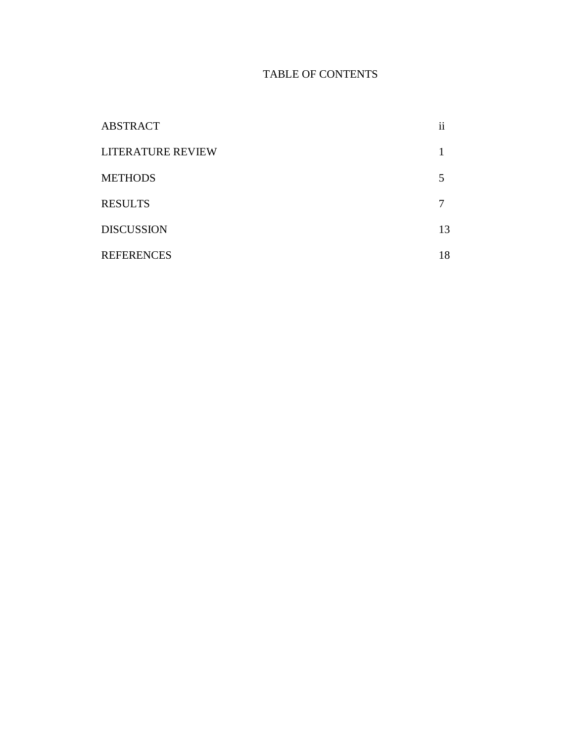# TABLE OF CONTENTS

| | |
|---|---|
| ABSTRACT | ii |
| LITERATURE REVIEW | 1 |
| METHODS | 5 |
| RESULTS | 7 |
| DISCUSSION | 13 |
| REFERENCES | 18 |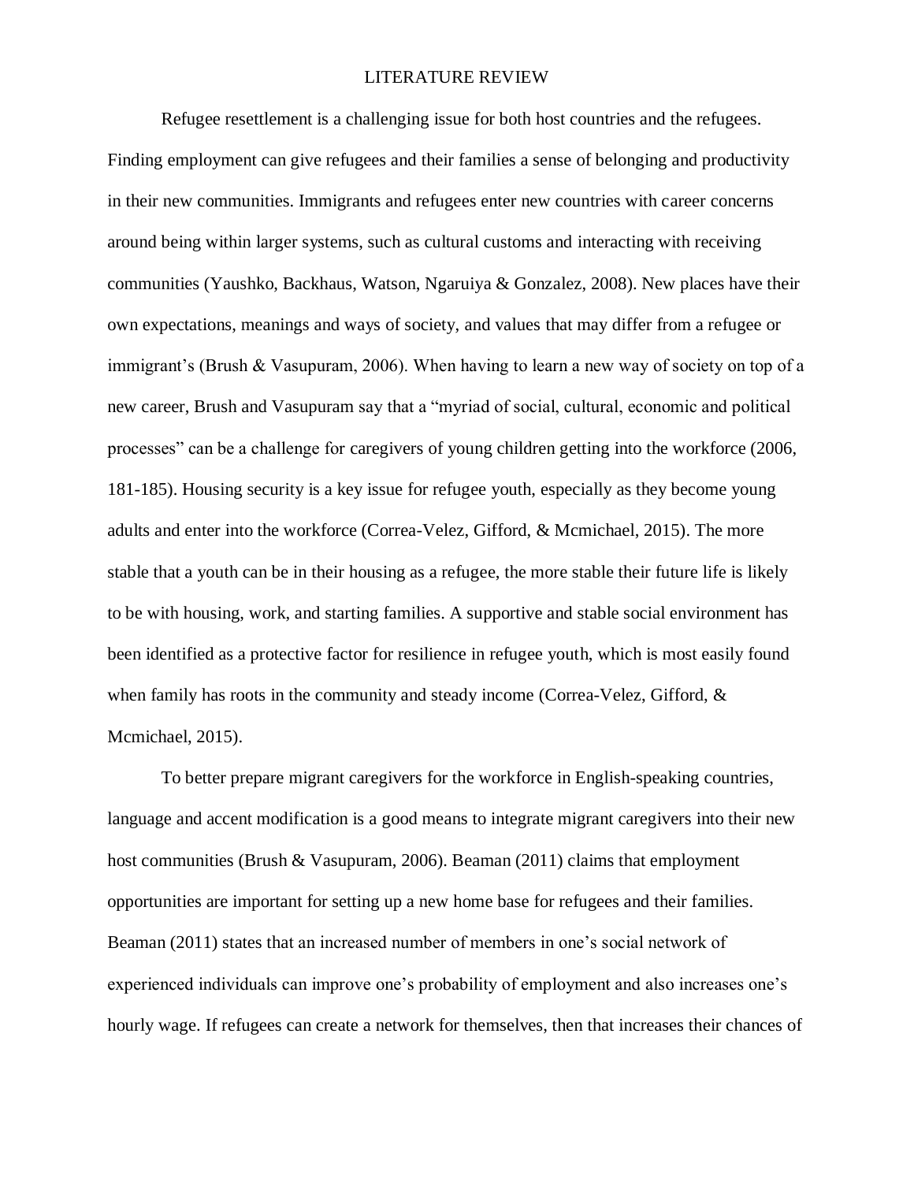# LITERATURE REVIEW

Refugee resettlement is a challenging issue for both host countries and the refugees. Finding employment can give refugees and their families a sense of belonging and productivity in their new communities. Immigrants and refugees enter new countries with career concerns around being within larger systems, such as cultural customs and interacting with receiving communities (Yaushko, Backhaus, Watson, Ngaruiya & Gonzalez, 2008). New places have their own expectations, meanings and ways of society, and values that may differ from a refugee or immigrant's (Brush & Vasupuram, 2006). When having to learn a new way of society on top of a new career, Brush and Vasupuram say that a "myriad of social, cultural, economic and political processes" can be a challenge for caregivers of young children getting into the workforce (2006, 181-185). Housing security is a key issue for refugee youth, especially as they become young adults and enter into the workforce (Correa-Velez, Gifford, & Mcmichael, 2015). The more stable that a youth can be in their housing as a refugee, the more stable their future life is likely to be with housing, work, and starting families. A supportive and stable social environment has been identified as a protective factor for resilience in refugee youth, which is most easily found when family has roots in the community and steady income (Correa-Velez, Gifford, & Mcmichael, 2015).

To better prepare migrant caregivers for the workforce in English-speaking countries, language and accent modification is a good means to integrate migrant caregivers into their new host communities (Brush & Vasupuram, 2006). Beaman (2011) claims that employment opportunities are important for setting up a new home base for refugees and their families. Beaman (2011) states that an increased number of members in one's social network of experienced individuals can improve one's probability of employment and also increases one's hourly wage. If refugees can create a network for themselves, then that increases their chances of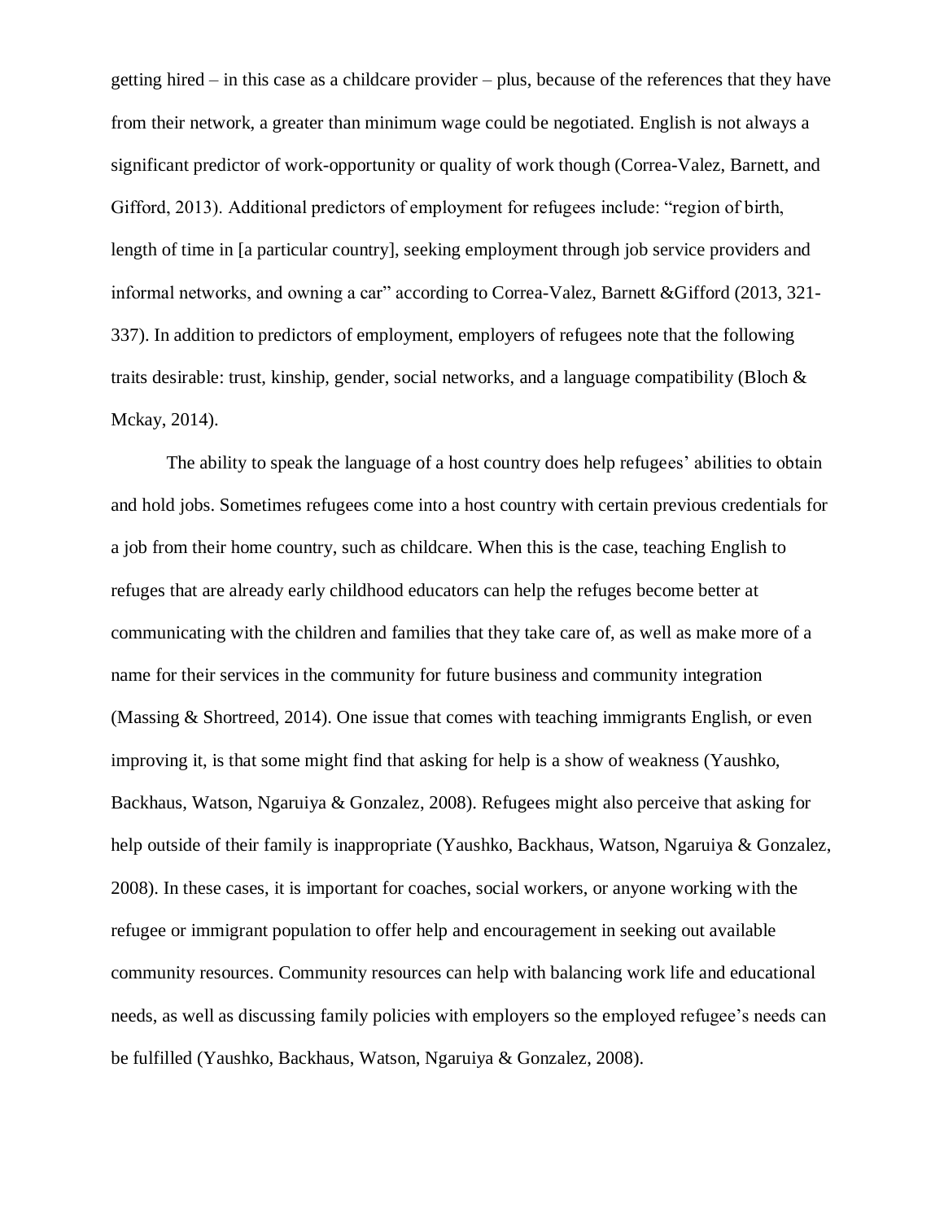getting hired – in this case as a childcare provider – plus, because of the references that they have from their network, a greater than minimum wage could be negotiated. English is not always a significant predictor of work-opportunity or quality of work though (Correa-Valez, Barnett, and Gifford, 2013). Additional predictors of employment for refugees include: "region of birth, length of time in [a particular country], seeking employment through job service providers and informal networks, and owning a car" according to Correa-Valez, Barnett &Gifford (2013, 321-337). In addition to predictors of employment, employers of refugees note that the following traits desirable: trust, kinship, gender, social networks, and a language compatibility (Bloch & Mckay, 2014).

The ability to speak the language of a host country does help refugees' abilities to obtain and hold jobs. Sometimes refugees come into a host country with certain previous credentials for a job from their home country, such as childcare. When this is the case, teaching English to refuges that are already early childhood educators can help the refuges become better at communicating with the children and families that they take care of, as well as make more of a name for their services in the community for future business and community integration (Massing & Shortreed, 2014). One issue that comes with teaching immigrants English, or even improving it, is that some might find that asking for help is a show of weakness (Yaushko, Backhaus, Watson, Ngaruiya & Gonzalez, 2008). Refugees might also perceive that asking for help outside of their family is inappropriate (Yaushko, Backhaus, Watson, Ngaruiya & Gonzalez, 2008). In these cases, it is important for coaches, social workers, or anyone working with the refugee or immigrant population to offer help and encouragement in seeking out available community resources. Community resources can help with balancing work life and educational needs, as well as discussing family policies with employers so the employed refugee's needs can be fulfilled (Yaushko, Backhaus, Watson, Ngaruiya & Gonzalez, 2008).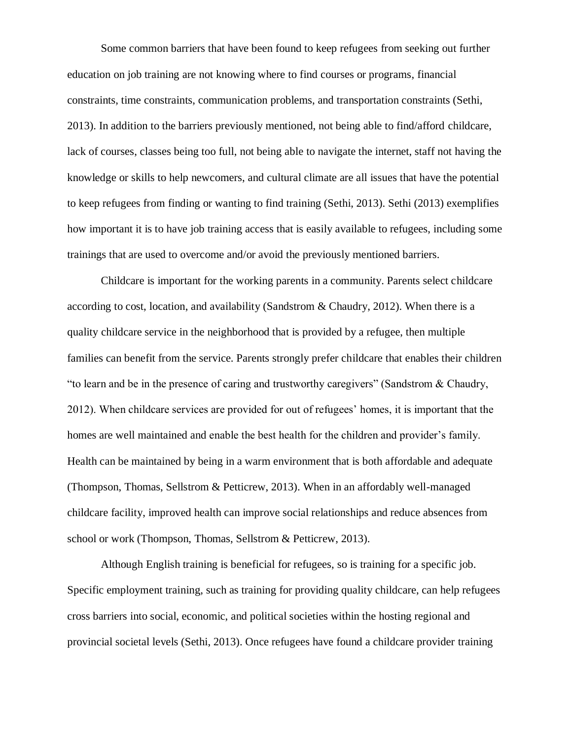Some common barriers that have been found to keep refugees from seeking out further education on job training are not knowing where to find courses or programs, financial constraints, time constraints, communication problems, and transportation constraints (Sethi, 2013). In addition to the barriers previously mentioned, not being able to find/afford childcare, lack of courses, classes being too full, not being able to navigate the internet, staff not having the knowledge or skills to help newcomers, and cultural climate are all issues that have the potential to keep refugees from finding or wanting to find training (Sethi, 2013). Sethi (2013) exemplifies how important it is to have job training access that is easily available to refugees, including some trainings that are used to overcome and/or avoid the previously mentioned barriers.

Childcare is important for the working parents in a community. Parents select childcare according to cost, location, and availability (Sandstrom & Chaudry, 2012). When there is a quality childcare service in the neighborhood that is provided by a refugee, then multiple families can benefit from the service. Parents strongly prefer childcare that enables their children "to learn and be in the presence of caring and trustworthy caregivers" (Sandstrom & Chaudry, 2012). When childcare services are provided for out of refugees' homes, it is important that the homes are well maintained and enable the best health for the children and provider's family. Health can be maintained by being in a warm environment that is both affordable and adequate (Thompson, Thomas, Sellstrom & Petticrew, 2013). When in an affordably well-managed childcare facility, improved health can improve social relationships and reduce absences from school or work (Thompson, Thomas, Sellstrom & Petticrew, 2013).

Although English training is beneficial for refugees, so is training for a specific job. Specific employment training, such as training for providing quality childcare, can help refugees cross barriers into social, economic, and political societies within the hosting regional and provincial societal levels (Sethi, 2013). Once refugees have found a childcare provider training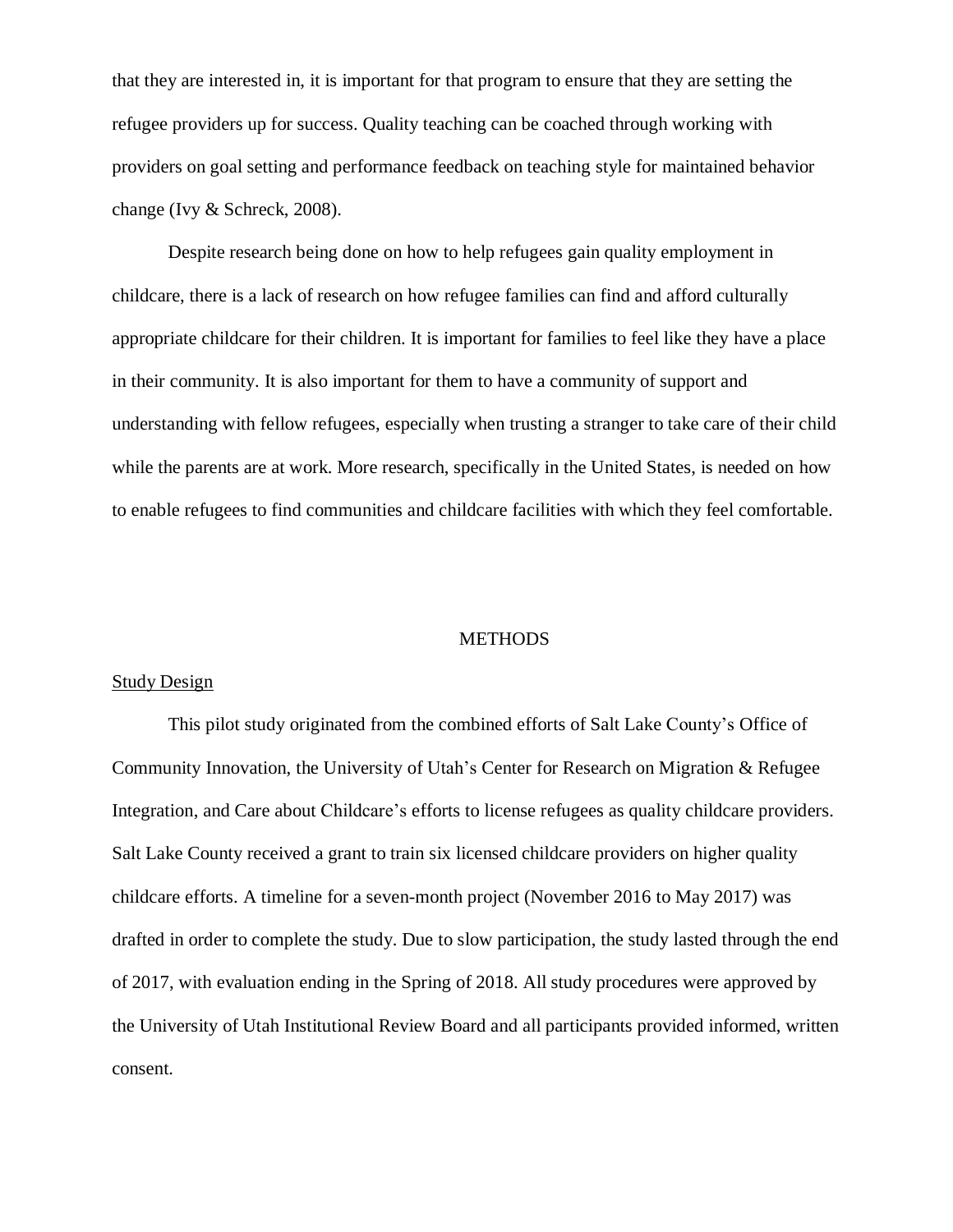that they are interested in, it is important for that program to ensure that they are setting the refugee providers up for success. Quality teaching can be coached through working with providers on goal setting and performance feedback on teaching style for maintained behavior change (Ivy & Schreck, 2008).

Despite research being done on how to help refugees gain quality employment in childcare, there is a lack of research on how refugee families can find and afford culturally appropriate childcare for their children. It is important for families to feel like they have a place in their community. It is also important for them to have a community of support and understanding with fellow refugees, especially when trusting a stranger to take care of their child while the parents are at work. More research, specifically in the United States, is needed on how to enable refugees to find communities and childcare facilities with which they feel comfortable.

# METHODS

## Study Design

This pilot study originated from the combined efforts of Salt Lake County's Office of Community Innovation, the University of Utah's Center for Research on Migration & Refugee Integration, and Care about Childcare's efforts to license refugees as quality childcare providers. Salt Lake County received a grant to train six licensed childcare providers on higher quality childcare efforts. A timeline for a seven-month project (November 2016 to May 2017) was drafted in order to complete the study. Due to slow participation, the study lasted through the end of 2017, with evaluation ending in the Spring of 2018. All study procedures were approved by the University of Utah Institutional Review Board and all participants provided informed, written consent.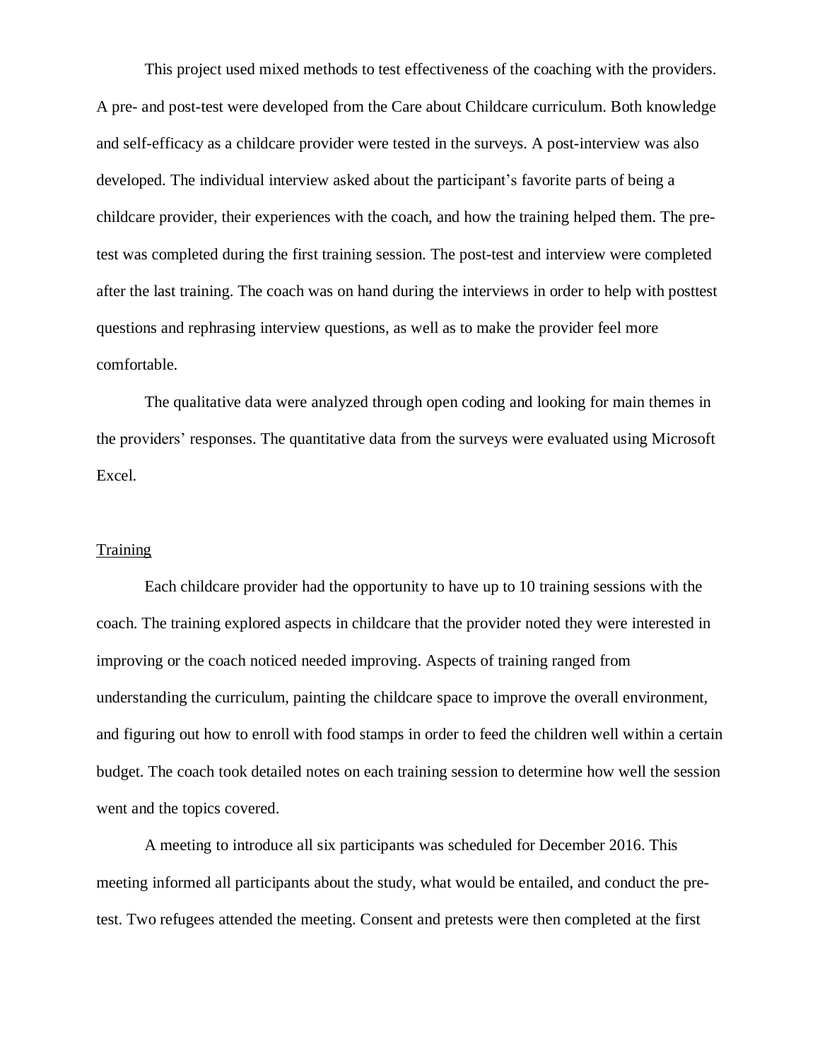This project used mixed methods to test effectiveness of the coaching with the providers. A pre- and post-test were developed from the Care about Childcare curriculum. Both knowledge and self-efficacy as a childcare provider were tested in the surveys. A post-interview was also developed. The individual interview asked about the participant's favorite parts of being a childcare provider, their experiences with the coach, and how the training helped them. The pre-test was completed during the first training session. The post-test and interview were completed after the last training. The coach was on hand during the interviews in order to help with posttest questions and rephrasing interview questions, as well as to make the provider feel more comfortable.

The qualitative data were analyzed through open coding and looking for main themes in the providers' responses. The quantitative data from the surveys were evaluated using Microsoft Excel.

## Training

Each childcare provider had the opportunity to have up to 10 training sessions with the coach. The training explored aspects in childcare that the provider noted they were interested in improving or the coach noticed needed improving. Aspects of training ranged from understanding the curriculum, painting the childcare space to improve the overall environment, and figuring out how to enroll with food stamps in order to feed the children well within a certain budget. The coach took detailed notes on each training session to determine how well the session went and the topics covered.

A meeting to introduce all six participants was scheduled for December 2016. This meeting informed all participants about the study, what would be entailed, and conduct the pre-test. Two refugees attended the meeting. Consent and pretests were then completed at the first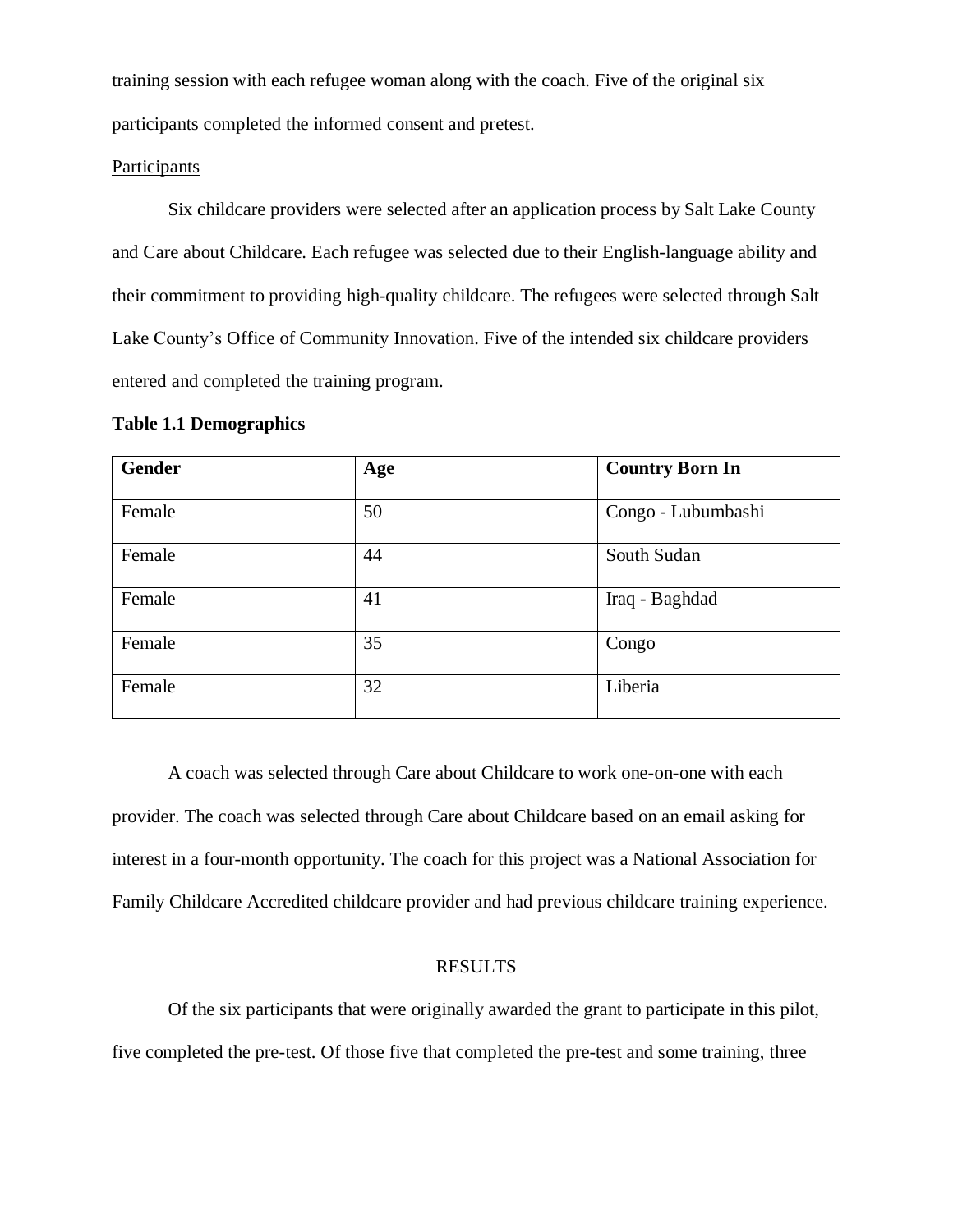training session with each refugee woman along with the coach. Five of the original six participants completed the informed consent and pretest.

Participants

Six childcare providers were selected after an application process by Salt Lake County and Care about Childcare. Each refugee was selected due to their English-language ability and their commitment to providing high-quality childcare. The refugees were selected through Salt Lake County's Office of Community Innovation. Five of the intended six childcare providers entered and completed the training program.

**Table 1.1 Demographics**

| Gender | Age | Country Born In |
|---|---|---|
| Female | 50 | Congo - Lubumbashi |
| Female | 44 | South Sudan |
| Female | 41 | Iraq - Baghdad |
| Female | 35 | Congo |
| Female | 32 | Liberia |

A coach was selected through Care about Childcare to work one-on-one with each provider. The coach was selected through Care about Childcare based on an email asking for interest in a four-month opportunity. The coach for this project was a National Association for Family Childcare Accredited childcare provider and had previous childcare training experience.

## RESULTS

Of the six participants that were originally awarded the grant to participate in this pilot, five completed the pre-test. Of those five that completed the pre-test and some training, three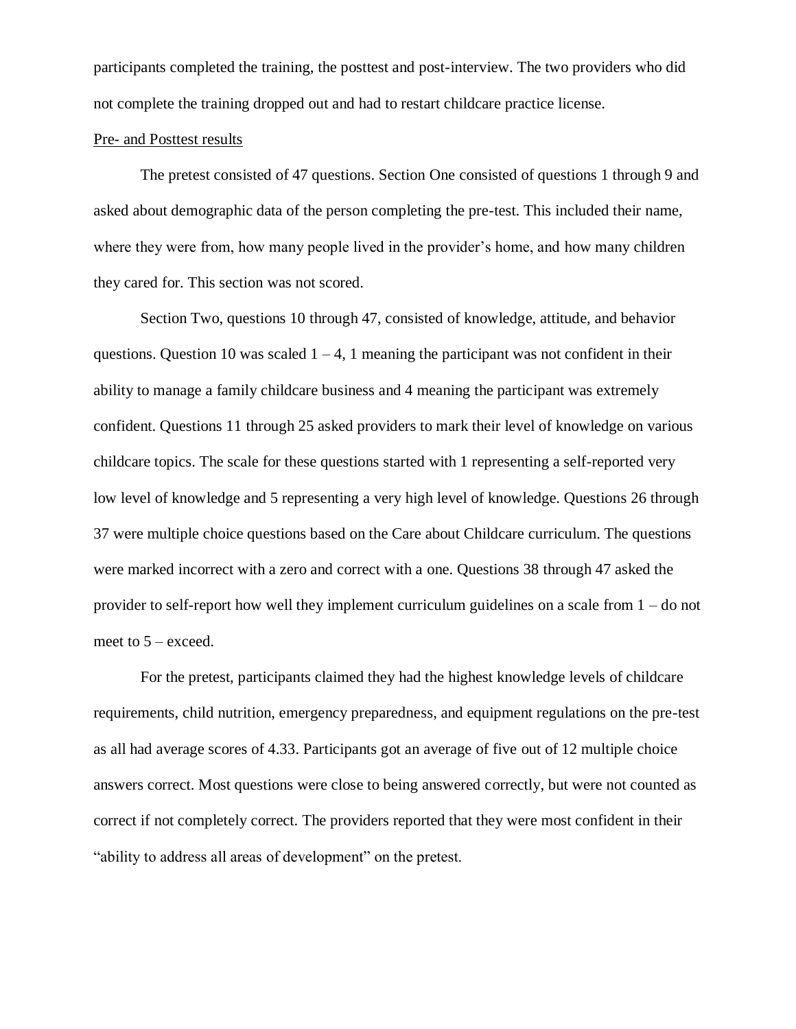participants completed the training, the posttest and post-interview. The two providers who did not complete the training dropped out and had to restart childcare practice license.

Pre- and Posttest results

The pretest consisted of 47 questions. Section One consisted of questions 1 through 9 and asked about demographic data of the person completing the pre-test. This included their name, where they were from, how many people lived in the provider's home, and how many children they cared for. This section was not scored.

Section Two, questions 10 through 47, consisted of knowledge, attitude, and behavior questions. Question 10 was scaled 1 – 4, 1 meaning the participant was not confident in their ability to manage a family childcare business and 4 meaning the participant was extremely confident. Questions 11 through 25 asked providers to mark their level of knowledge on various childcare topics. The scale for these questions started with 1 representing a self-reported very low level of knowledge and 5 representing a very high level of knowledge. Questions 26 through 37 were multiple choice questions based on the Care about Childcare curriculum. The questions were marked incorrect with a zero and correct with a one. Questions 38 through 47 asked the provider to self-report how well they implement curriculum guidelines on a scale from 1 – do not meet to 5 – exceed.

For the pretest, participants claimed they had the highest knowledge levels of childcare requirements, child nutrition, emergency preparedness, and equipment regulations on the pre-test as all had average scores of 4.33. Participants got an average of five out of 12 multiple choice answers correct. Most questions were close to being answered correctly, but were not counted as correct if not completely correct. The providers reported that they were most confident in their "ability to address all areas of development" on the pretest.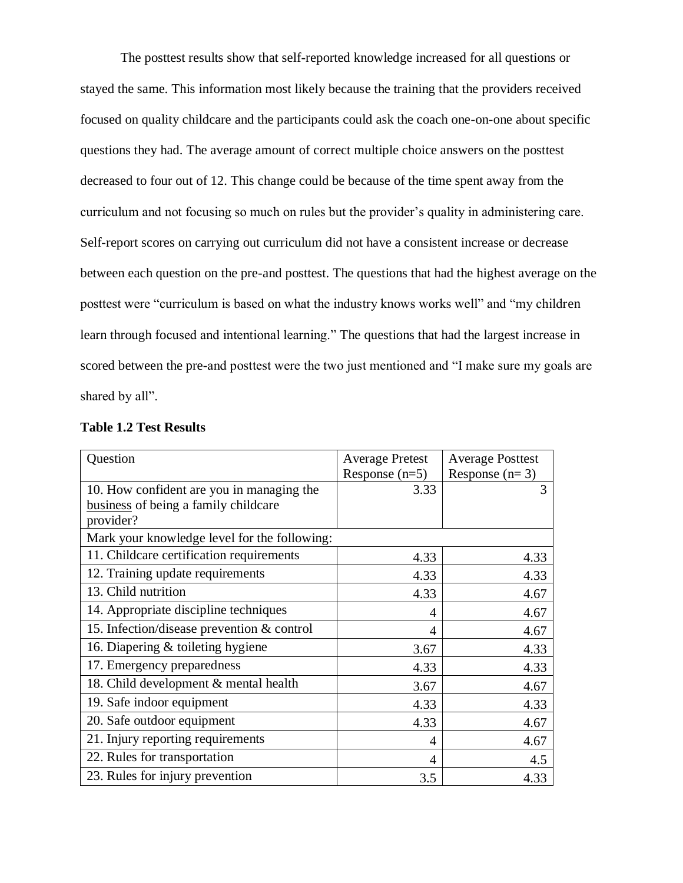The posttest results show that self-reported knowledge increased for all questions or stayed the same. This information most likely because the training that the providers received focused on quality childcare and the participants could ask the coach one-on-one about specific questions they had. The average amount of correct multiple choice answers on the posttest decreased to four out of 12. This change could be because of the time spent away from the curriculum and not focusing so much on rules but the provider's quality in administering care. Self-report scores on carrying out curriculum did not have a consistent increase or decrease between each question on the pre-and posttest. The questions that had the highest average on the posttest were "curriculum is based on what the industry knows works well" and "my children learn through focused and intentional learning." The questions that had the largest increase in scored between the pre-and posttest were the two just mentioned and "I make sure my goals are shared by all".

**Table 1.2 Test Results**

| Question | Average Pretest Response (n=5) | Average Posttest Response (n= 3) |
|---|---|---|
| 10. How confident are you in managing the business of being a family childcare provider? | 3.33 | 3 |
| Mark your knowledge level for the following: | | |
| 11. Childcare certification requirements | 4.33 | 4.33 |
| 12. Training update requirements | 4.33 | 4.33 |
| 13. Child nutrition | 4.33 | 4.67 |
| 14. Appropriate discipline techniques | 4 | 4.67 |
| 15. Infection/disease prevention & control | 4 | 4.67 |
| 16. Diapering & toileting hygiene | 3.67 | 4.33 |
| 17. Emergency preparedness | 4.33 | 4.33 |
| 18. Child development & mental health | 3.67 | 4.67 |
| 19. Safe indoor equipment | 4.33 | 4.33 |
| 20. Safe outdoor equipment | 4.33 | 4.67 |
| 21. Injury reporting requirements | 4 | 4.67 |
| 22. Rules for transportation | 4 | 4.5 |
| 23. Rules for injury prevention | 3.5 | 4.33 |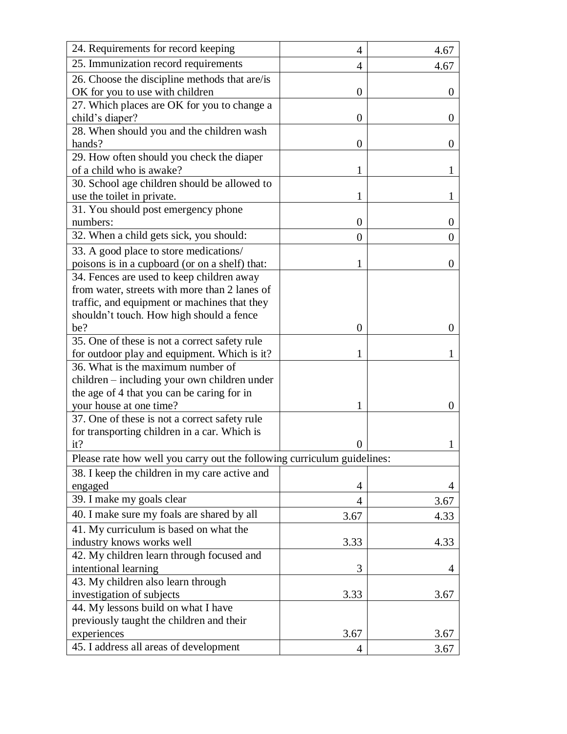| | | |
|---|---|---|
| 24. Requirements for record keeping | 4 | 4.67 |
| 25. Immunization record requirements | 4 | 4.67 |
| 26. Choose the discipline methods that are/is OK for you to use with children | 0 | 0 |
| 27. Which places are OK for you to change a child's diaper? | 0 | 0 |
| 28. When should you and the children wash hands? | 0 | 0 |
| 29. How often should you check the diaper of a child who is awake? | 1 | 1 |
| 30. School age children should be allowed to use the toilet in private. | 1 | 1 |
| 31. You should post emergency phone numbers: | 0 | 0 |
| 32. When a child gets sick, you should: | 0 | 0 |
| 33. A good place to store medications/ poisons is in a cupboard (or on a shelf) that: | 1 | 0 |
| 34. Fences are used to keep children away from water, streets with more than 2 lanes of traffic, and equipment or machines that they shouldn't touch. How high should a fence be? | 0 | 0 |
| 35. One of these is not a correct safety rule for outdoor play and equipment. Which is it? | 1 | 1 |
| 36. What is the maximum number of children – including your own children under the age of 4 that you can be caring for in your house at one time? | 1 | 0 |
| 37. One of these is not a correct safety rule for transporting children in a car. Which is it? | 0 | 1 |
| Please rate how well you carry out the following curriculum guidelines: | | |
| 38. I keep the children in my care active and engaged | 4 | 4 |
| 39. I make my goals clear | 4 | 3.67 |
| 40. I make sure my foals are shared by all | 3.67 | 4.33 |
| 41. My curriculum is based on what the industry knows works well | 3.33 | 4.33 |
| 42. My children learn through focused and intentional learning | 3 | 4 |
| 43. My children also learn through investigation of subjects | 3.33 | 3.67 |
| 44. My lessons build on what I have previously taught the children and their experiences | 3.67 | 3.67 |
| 45. I address all areas of development | 4 | 3.67 |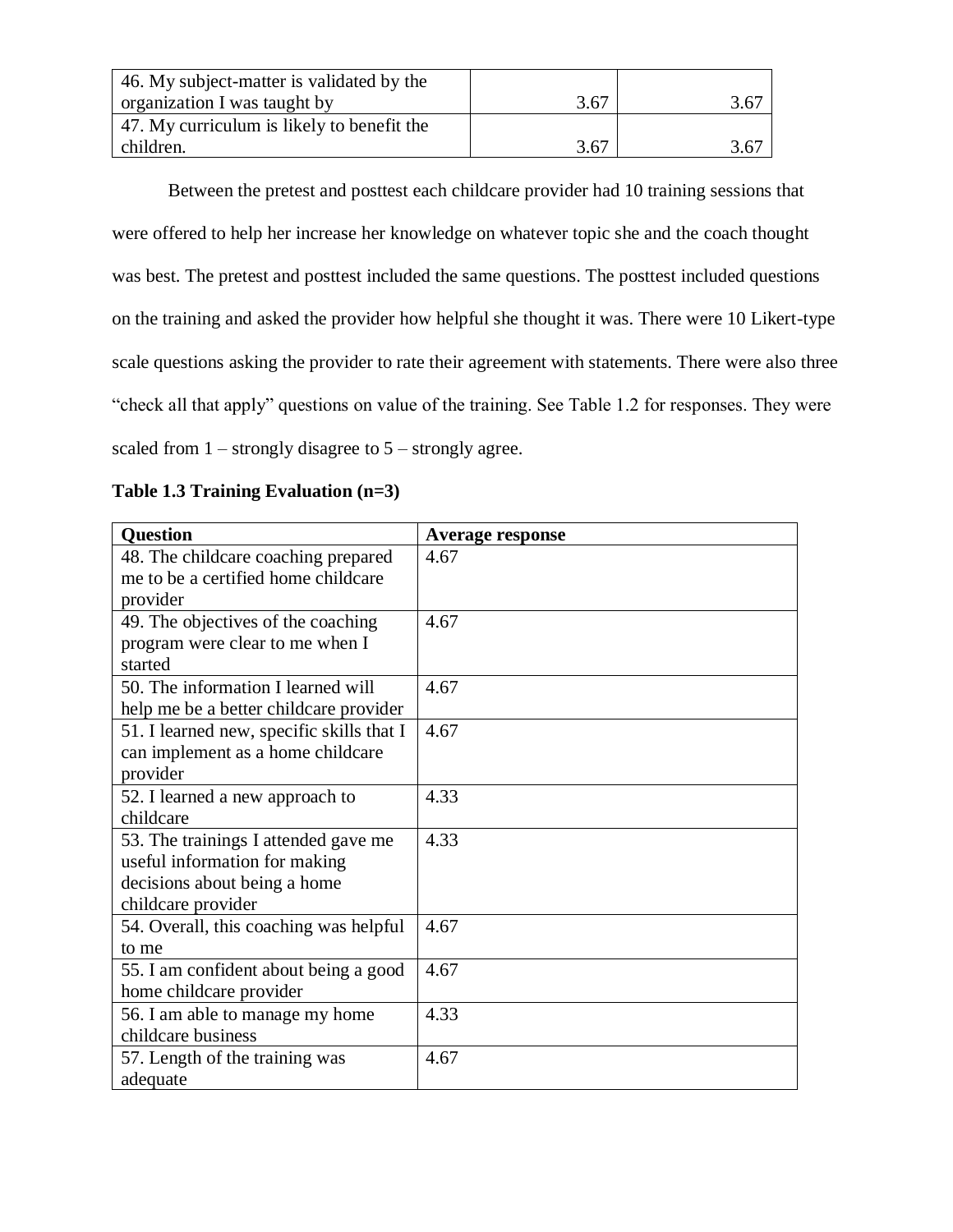| | | |
|---|---|---|
| 46. My subject-matter is validated by the organization I was taught by | 3.67 | 3.67 |
| 47. My curriculum is likely to benefit the children. | 3.67 | 3.67 |

Between the pretest and posttest each childcare provider had 10 training sessions that were offered to help her increase her knowledge on whatever topic she and the coach thought was best. The pretest and posttest included the same questions. The posttest included questions on the training and asked the provider how helpful she thought it was. There were 10 Likert-type scale questions asking the provider to rate their agreement with statements. There were also three "check all that apply" questions on value of the training. See Table 1.2 for responses. They were scaled from 1 – strongly disagree to 5 – strongly agree.

**Table 1.3 Training Evaluation (n=3)**

| Question | Average response |
|---|---|
| 48. The childcare coaching prepared me to be a certified home childcare provider | 4.67 |
| 49. The objectives of the coaching program were clear to me when I started | 4.67 |
| 50. The information I learned will help me be a better childcare provider | 4.67 |
| 51. I learned new, specific skills that I can implement as a home childcare provider | 4.67 |
| 52. I learned a new approach to childcare | 4.33 |
| 53. The trainings I attended gave me useful information for making decisions about being a home childcare provider | 4.33 |
| 54. Overall, this coaching was helpful to me | 4.67 |
| 55. I am confident about being a good home childcare provider | 4.67 |
| 56. I am able to manage my home childcare business | 4.33 |
| 57. Length of the training was adequate | 4.67 |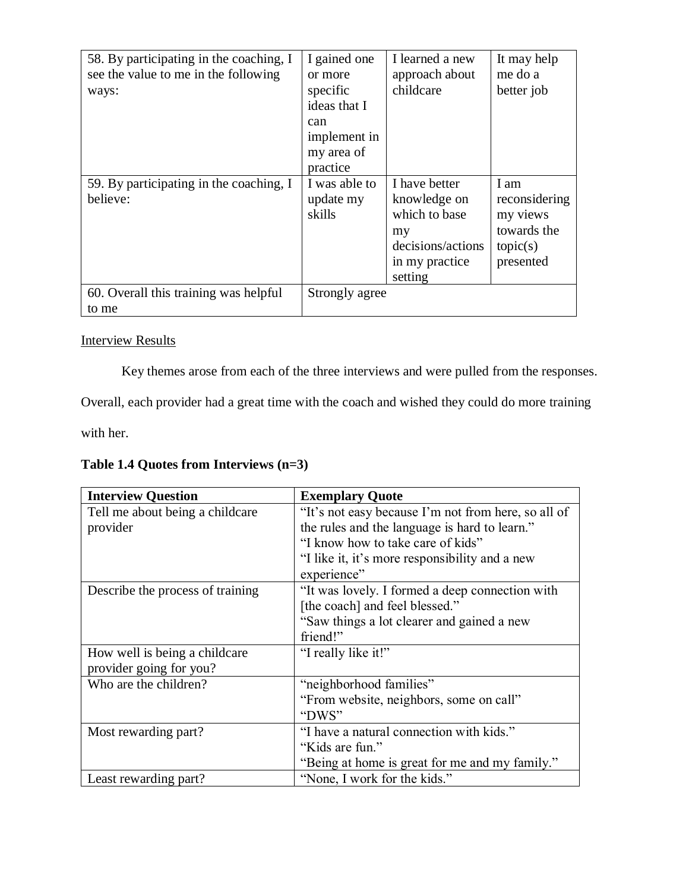| | | | |
|---|---|---|---|
| 58. By participating in the coaching, I see the value to me in the following ways: | I gained one or more specific ideas that I can implement in my area of practice | I learned a new approach about childcare | It may help me do a better job |
| 59. By participating in the coaching, I believe: | I was able to update my skills | I have better knowledge on which to base my decisions/actions in my practice setting | I am reconsidering my views towards the topic(s) presented |
| 60. Overall this training was helpful to me | Strongly agree | | |

<u>Interview Results</u>

Key themes arose from each of the three interviews and were pulled from the responses. Overall, each provider had a great time with the coach and wished they could do more training with her.

**Table 1.4 Quotes from Interviews (n=3)**

| Interview Question | Exemplary Quote |
|---|---|
| Tell me about being a childcare provider | "It's not easy because I'm not from here, so all of the rules and the language is hard to learn." "I know how to take care of kids" "I like it, it's more responsibility and a new experience" |
| Describe the process of training | "It was lovely. I formed a deep connection with [the coach] and feel blessed." "Saw things a lot clearer and gained a new friend!" |
| How well is being a childcare provider going for you? | "I really like it!" |
| Who are the children? | "neighborhood families" "From website, neighbors, some on call" "DWS" |
| Most rewarding part? | "I have a natural connection with kids." "Kids are fun." "Being at home is great for me and my family." |
| Least rewarding part? | "None, I work for the kids." |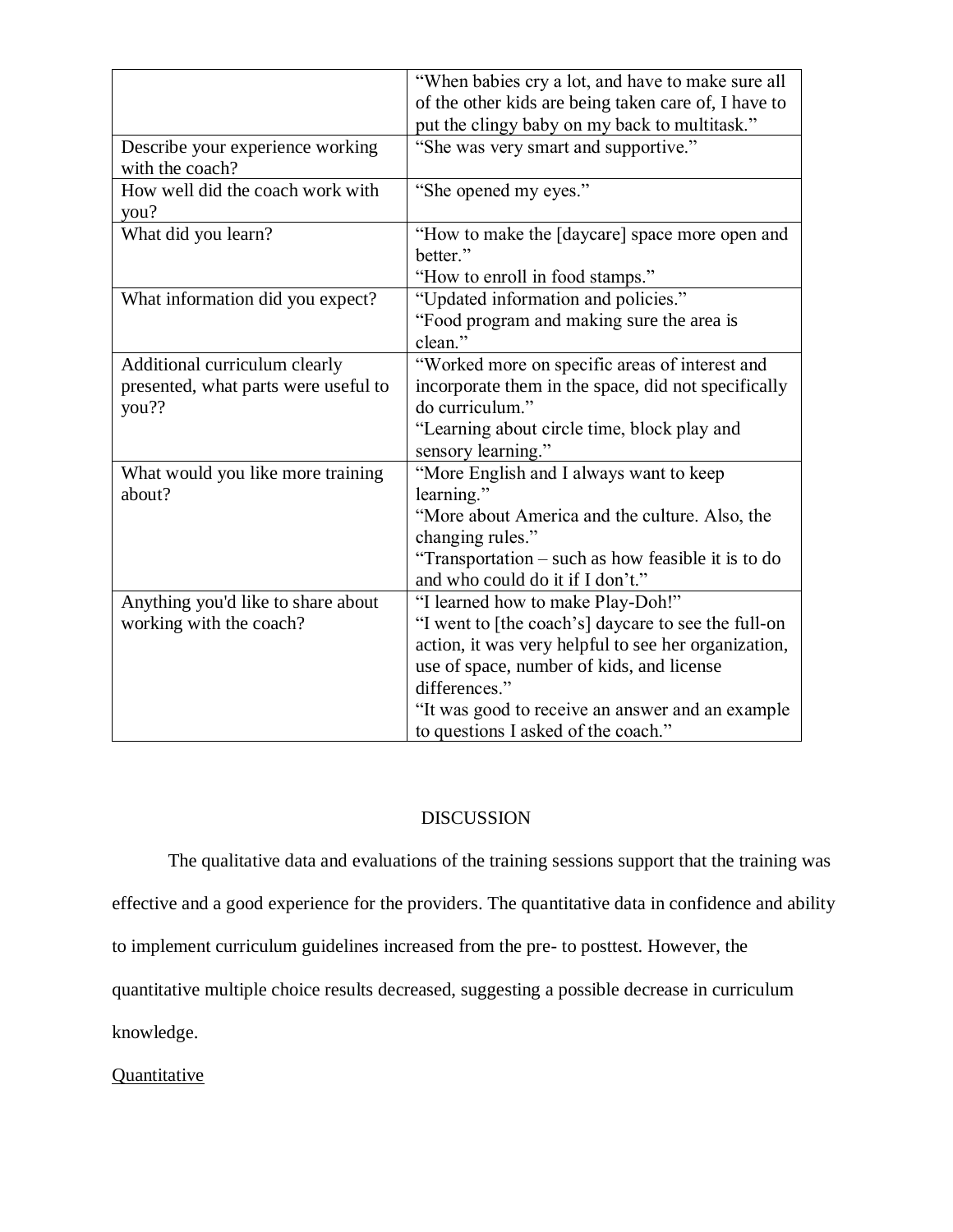| | |
|---|---|
| | "When babies cry a lot, and have to make sure all of the other kids are being taken care of, I have to put the clingy baby on my back to multitask." |
| Describe your experience working with the coach? | "She was very smart and supportive." |
| How well did the coach work with you? | "She opened my eyes." |
| What did you learn? | "How to make the [daycare] space more open and better."<br>"How to enroll in food stamps." |
| What information did you expect? | "Updated information and policies."<br>"Food program and making sure the area is clean." |
| Additional curriculum clearly presented, what parts were useful to you?? | "Worked more on specific areas of interest and incorporate them in the space, did not specifically do curriculum."<br>"Learning about circle time, block play and sensory learning." |
| What would you like more training about? | "More English and I always want to keep learning."<br>"More about America and the culture. Also, the changing rules."<br>"Transportation – such as how feasible it is to do and who could do it if I don't." |
| Anything you'd like to share about working with the coach? | "I learned how to make Play-Doh!"<br>"I went to [the coach's] daycare to see the full-on action, it was very helpful to see her organization, use of space, number of kids, and license differences."<br>"It was good to receive an answer and an example to questions I asked of the coach." |

## DISCUSSION

The qualitative data and evaluations of the training sessions support that the training was effective and a good experience for the providers. The quantitative data in confidence and ability to implement curriculum guidelines increased from the pre- to posttest. However, the quantitative multiple choice results decreased, suggesting a possible decrease in curriculum knowledge.

### Quantitative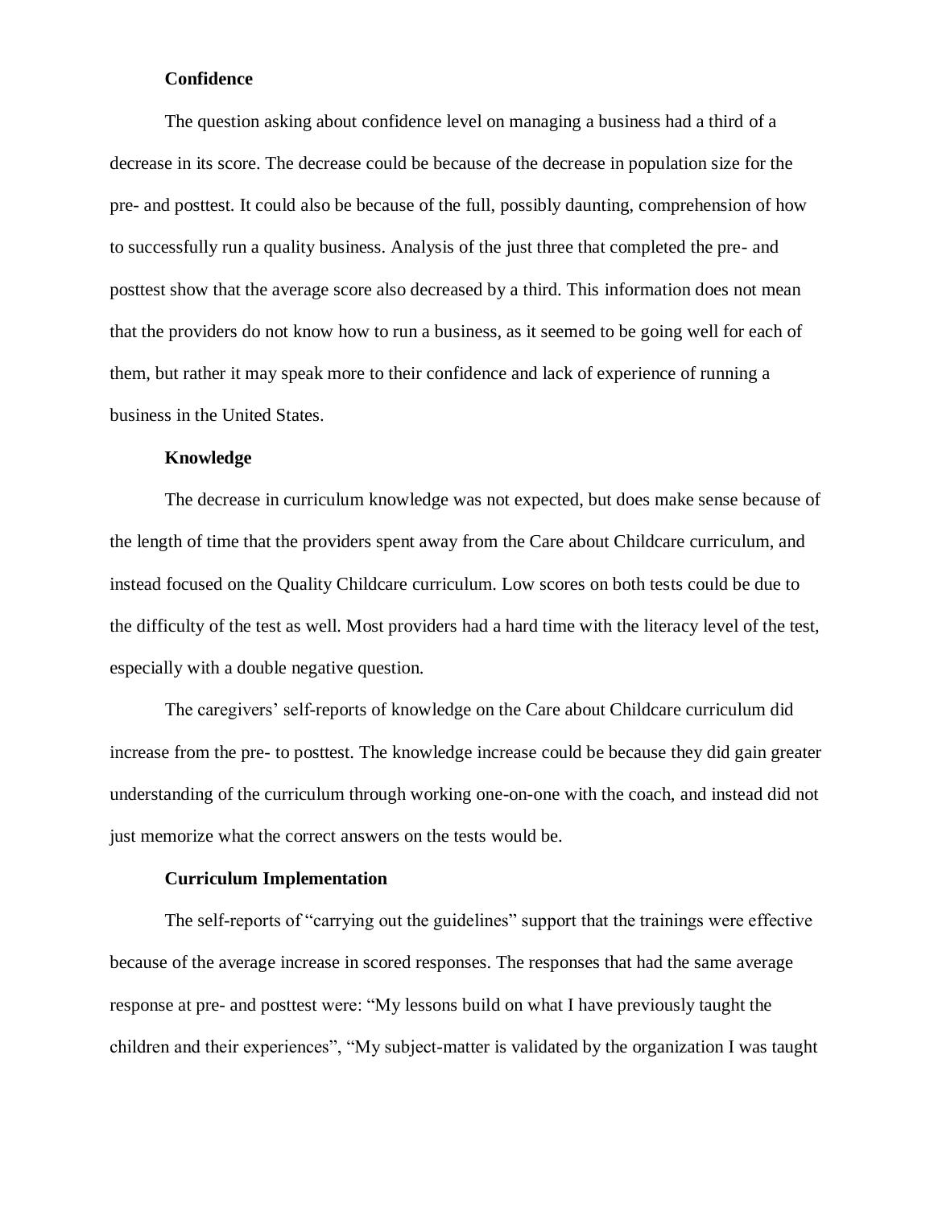### Confidence

The question asking about confidence level on managing a business had a third of a decrease in its score. The decrease could be because of the decrease in population size for the pre- and posttest. It could also be because of the full, possibly daunting, comprehension of how to successfully run a quality business. Analysis of the just three that completed the pre- and posttest show that the average score also decreased by a third. This information does not mean that the providers do not know how to run a business, as it seemed to be going well for each of them, but rather it may speak more to their confidence and lack of experience of running a business in the United States.

### Knowledge

The decrease in curriculum knowledge was not expected, but does make sense because of the length of time that the providers spent away from the Care about Childcare curriculum, and instead focused on the Quality Childcare curriculum. Low scores on both tests could be due to the difficulty of the test as well. Most providers had a hard time with the literacy level of the test, especially with a double negative question.

The caregivers' self-reports of knowledge on the Care about Childcare curriculum did increase from the pre- to posttest. The knowledge increase could be because they did gain greater understanding of the curriculum through working one-on-one with the coach, and instead did not just memorize what the correct answers on the tests would be.

### Curriculum Implementation

The self-reports of "carrying out the guidelines" support that the trainings were effective because of the average increase in scored responses. The responses that had the same average response at pre- and posttest were: "My lessons build on what I have previously taught the children and their experiences", "My subject-matter is validated by the organization I was taught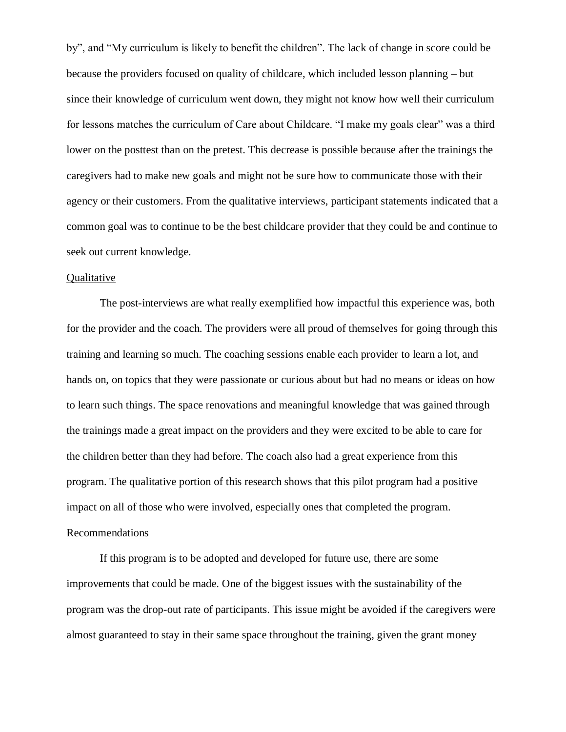by", and "My curriculum is likely to benefit the children". The lack of change in score could be because the providers focused on quality of childcare, which included lesson planning – but since their knowledge of curriculum went down, they might not know how well their curriculum for lessons matches the curriculum of Care about Childcare. "I make my goals clear" was a third lower on the posttest than on the pretest. This decrease is possible because after the trainings the caregivers had to make new goals and might not be sure how to communicate those with their agency or their customers. From the qualitative interviews, participant statements indicated that a common goal was to continue to be the best childcare provider that they could be and continue to seek out current knowledge.

Qualitative

The post-interviews are what really exemplified how impactful this experience was, both for the provider and the coach. The providers were all proud of themselves for going through this training and learning so much. The coaching sessions enable each provider to learn a lot, and hands on, on topics that they were passionate or curious about but had no means or ideas on how to learn such things. The space renovations and meaningful knowledge that was gained through the trainings made a great impact on the providers and they were excited to be able to care for the children better than they had before. The coach also had a great experience from this program. The qualitative portion of this research shows that this pilot program had a positive impact on all of those who were involved, especially ones that completed the program.

Recommendations

If this program is to be adopted and developed for future use, there are some improvements that could be made. One of the biggest issues with the sustainability of the program was the drop-out rate of participants. This issue might be avoided if the caregivers were almost guaranteed to stay in their same space throughout the training, given the grant money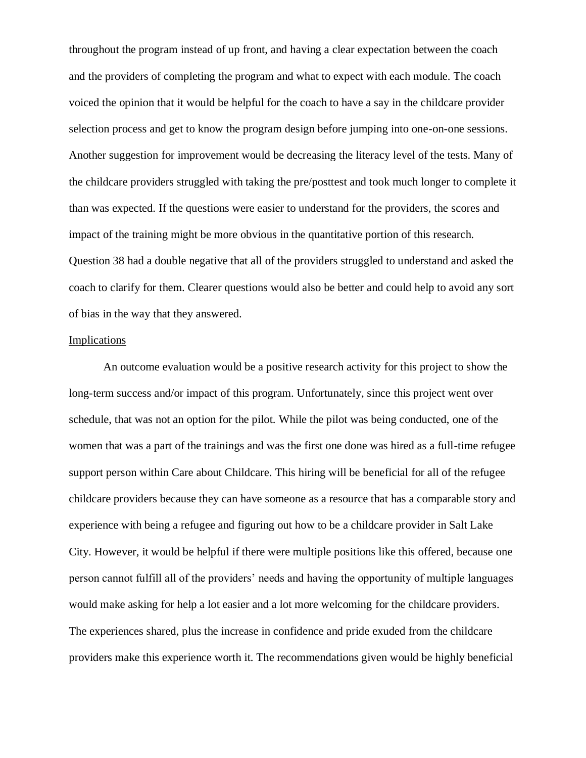throughout the program instead of up front, and having a clear expectation between the coach and the providers of completing the program and what to expect with each module. The coach voiced the opinion that it would be helpful for the coach to have a say in the childcare provider selection process and get to know the program design before jumping into one-on-one sessions. Another suggestion for improvement would be decreasing the literacy level of the tests. Many of the childcare providers struggled with taking the pre/posttest and took much longer to complete it than was expected. If the questions were easier to understand for the providers, the scores and impact of the training might be more obvious in the quantitative portion of this research. Question 38 had a double negative that all of the providers struggled to understand and asked the coach to clarify for them. Clearer questions would also be better and could help to avoid any sort of bias in the way that they answered.

<u>Implications</u>

An outcome evaluation would be a positive research activity for this project to show the long-term success and/or impact of this program. Unfortunately, since this project went over schedule, that was not an option for the pilot. While the pilot was being conducted, one of the women that was a part of the trainings and was the first one done was hired as a full-time refugee support person within Care about Childcare. This hiring will be beneficial for all of the refugee childcare providers because they can have someone as a resource that has a comparable story and experience with being a refugee and figuring out how to be a childcare provider in Salt Lake City. However, it would be helpful if there were multiple positions like this offered, because one person cannot fulfill all of the providers' needs and having the opportunity of multiple languages would make asking for help a lot easier and a lot more welcoming for the childcare providers. The experiences shared, plus the increase in confidence and pride exuded from the childcare providers make this experience worth it. The recommendations given would be highly beneficial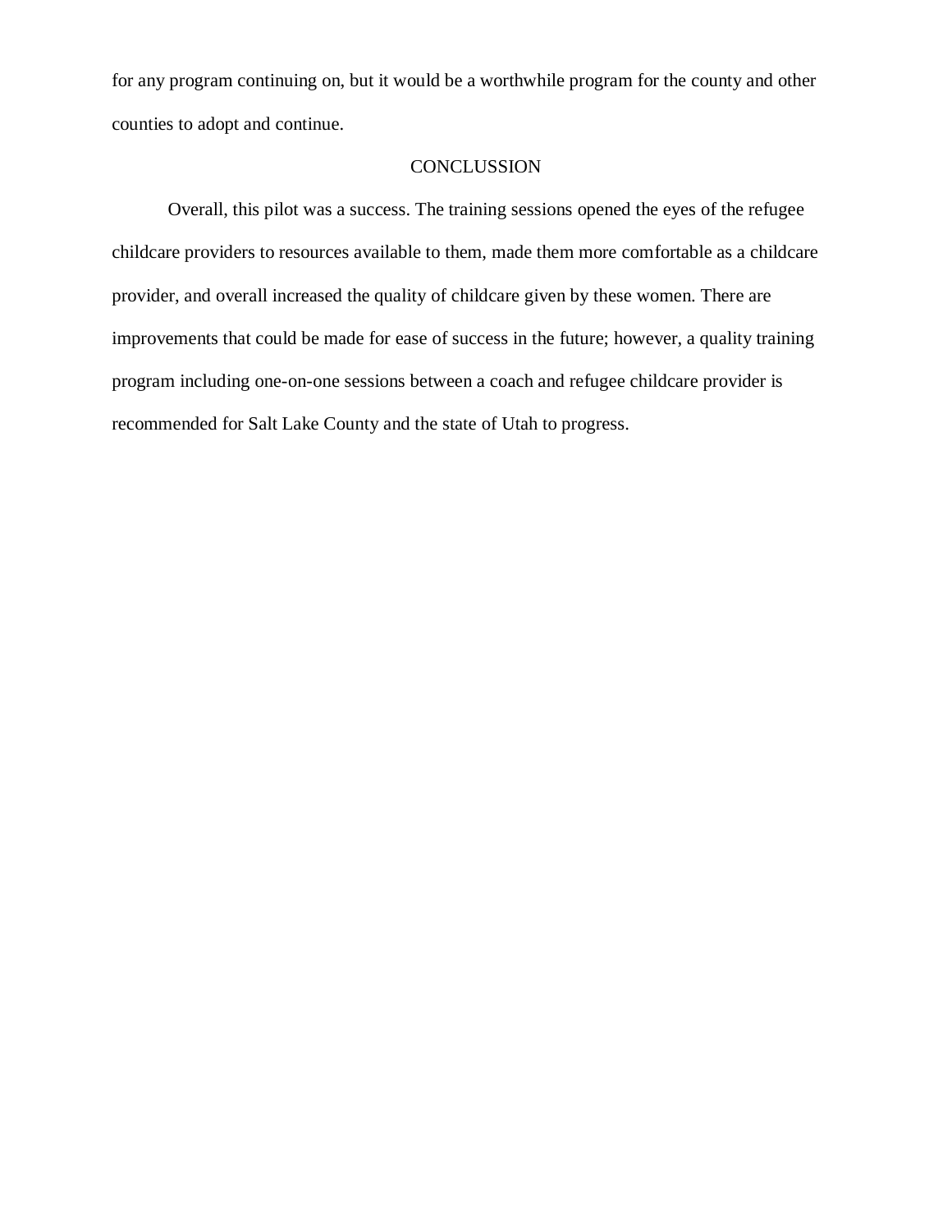for any program continuing on, but it would be a worthwhile program for the county and other counties to adopt and continue.

## CONCLUSSION

Overall, this pilot was a success. The training sessions opened the eyes of the refugee childcare providers to resources available to them, made them more comfortable as a childcare provider, and overall increased the quality of childcare given by these women. There are improvements that could be made for ease of success in the future; however, a quality training program including one-on-one sessions between a coach and refugee childcare provider is recommended for Salt Lake County and the state of Utah to progress.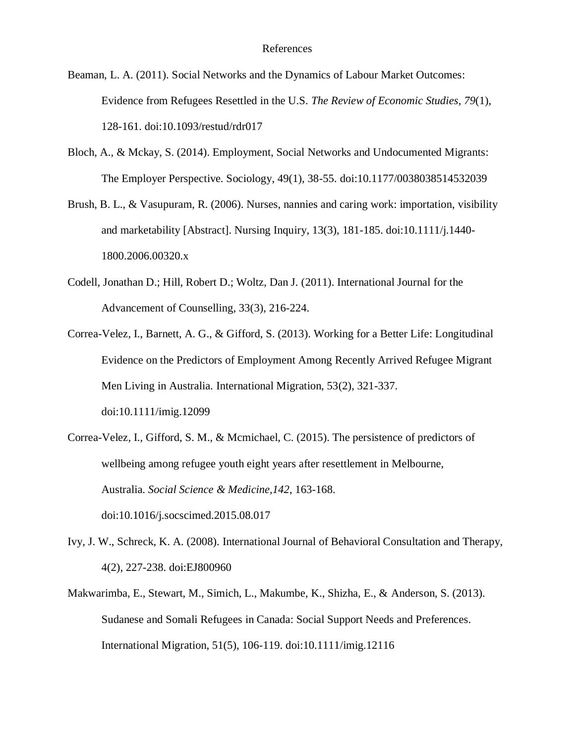# References

Beaman, L. A. (2011). Social Networks and the Dynamics of Labour Market Outcomes: Evidence from Refugees Resettled in the U.S. *The Review of Economic Studies*, *79*(1), 128-161. doi:10.1093/restud/rdr017

Bloch, A., & Mckay, S. (2014). Employment, Social Networks and Undocumented Migrants: The Employer Perspective. Sociology, 49(1), 38-55. doi:10.1177/0038038514532039

Brush, B. L., & Vasupuram, R. (2006). Nurses, nannies and caring work: importation, visibility and marketability [Abstract]. Nursing Inquiry, 13(3), 181-185. doi:10.1111/j.1440-1800.2006.00320.x

Codell, Jonathan D.; Hill, Robert D.; Woltz, Dan J. (2011). International Journal for the Advancement of Counselling, 33(3), 216-224.

Correa-Velez, I., Barnett, A. G., & Gifford, S. (2013). Working for a Better Life: Longitudinal Evidence on the Predictors of Employment Among Recently Arrived Refugee Migrant Men Living in Australia. International Migration, 53(2), 321-337. doi:10.1111/imig.12099

Correa-Velez, I., Gifford, S. M., & Mcmichael, C. (2015). The persistence of predictors of wellbeing among refugee youth eight years after resettlement in Melbourne, Australia. *Social Science & Medicine,142*, 163-168. doi:10.1016/j.socscimed.2015.08.017

Ivy, J. W., Schreck, K. A. (2008). International Journal of Behavioral Consultation and Therapy, 4(2), 227-238. doi:EJ800960

Makwarimba, E., Stewart, M., Simich, L., Makumbe, K., Shizha, E., & Anderson, S. (2013). Sudanese and Somali Refugees in Canada: Social Support Needs and Preferences. International Migration, 51(5), 106-119. doi:10.1111/imig.12116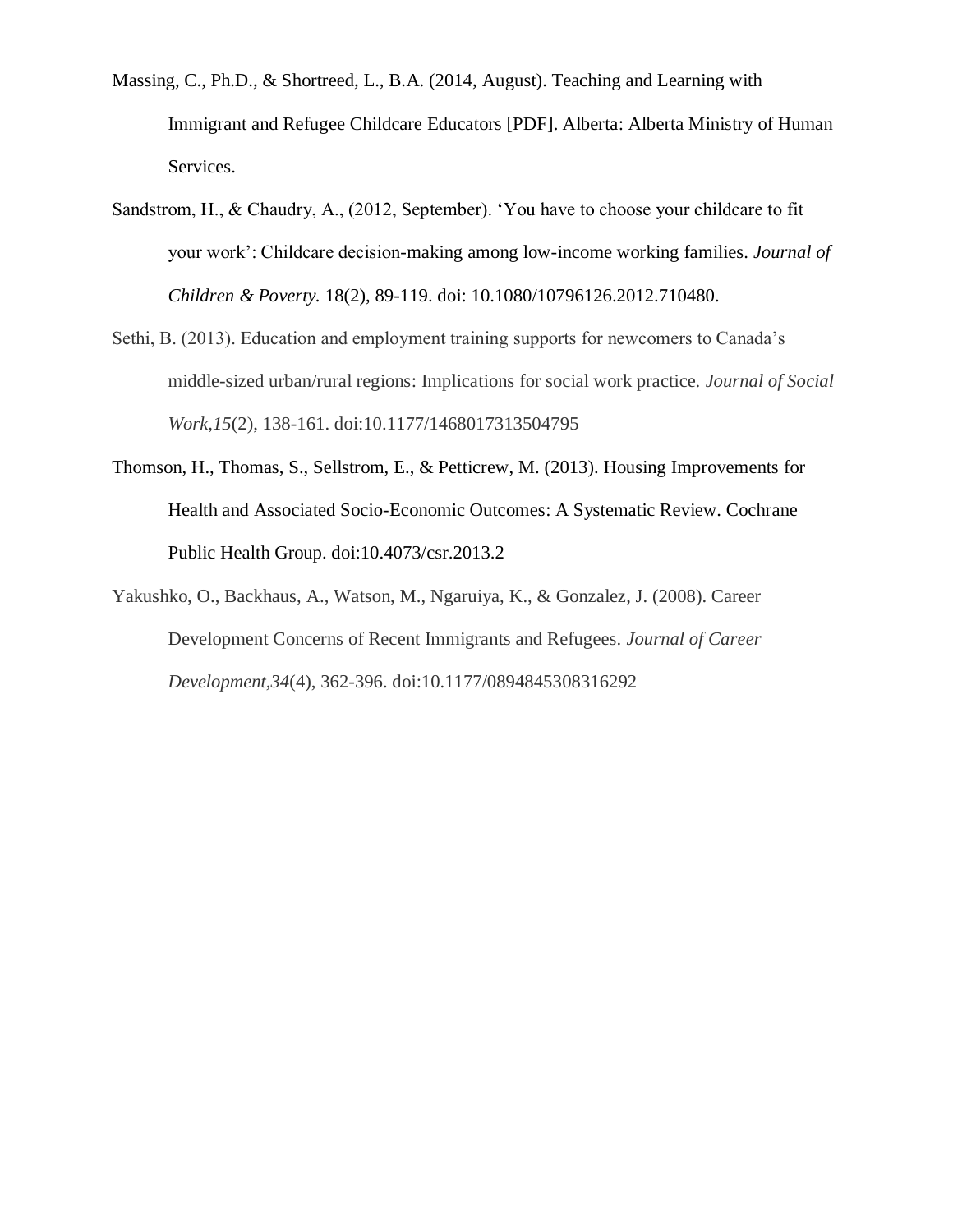Massing, C., Ph.D., & Shortreed, L., B.A. (2014, August). Teaching and Learning with Immigrant and Refugee Childcare Educators [PDF]. Alberta: Alberta Ministry of Human Services.

Sandstrom, H., & Chaudry, A., (2012, September). 'You have to choose your childcare to fit your work': Childcare decision-making among low-income working families. *Journal of Children & Poverty.* 18(2), 89-119. doi: 10.1080/10796126.2012.710480.

Sethi, B. (2013). Education and employment training supports for newcomers to Canada's middle-sized urban/rural regions: Implications for social work practice. *Journal of Social Work,15*(2), 138-161. doi:10.1177/1468017313504795

Thomson, H., Thomas, S., Sellstrom, E., & Petticrew, M. (2013). Housing Improvements for Health and Associated Socio-Economic Outcomes: A Systematic Review. Cochrane Public Health Group. doi:10.4073/csr.2013.2

Yakushko, O., Backhaus, A., Watson, M., Ngaruiya, K., & Gonzalez, J. (2008). Career Development Concerns of Recent Immigrants and Refugees. *Journal of Career Development,34*(4), 362-396. doi:10.1177/0894845308316292